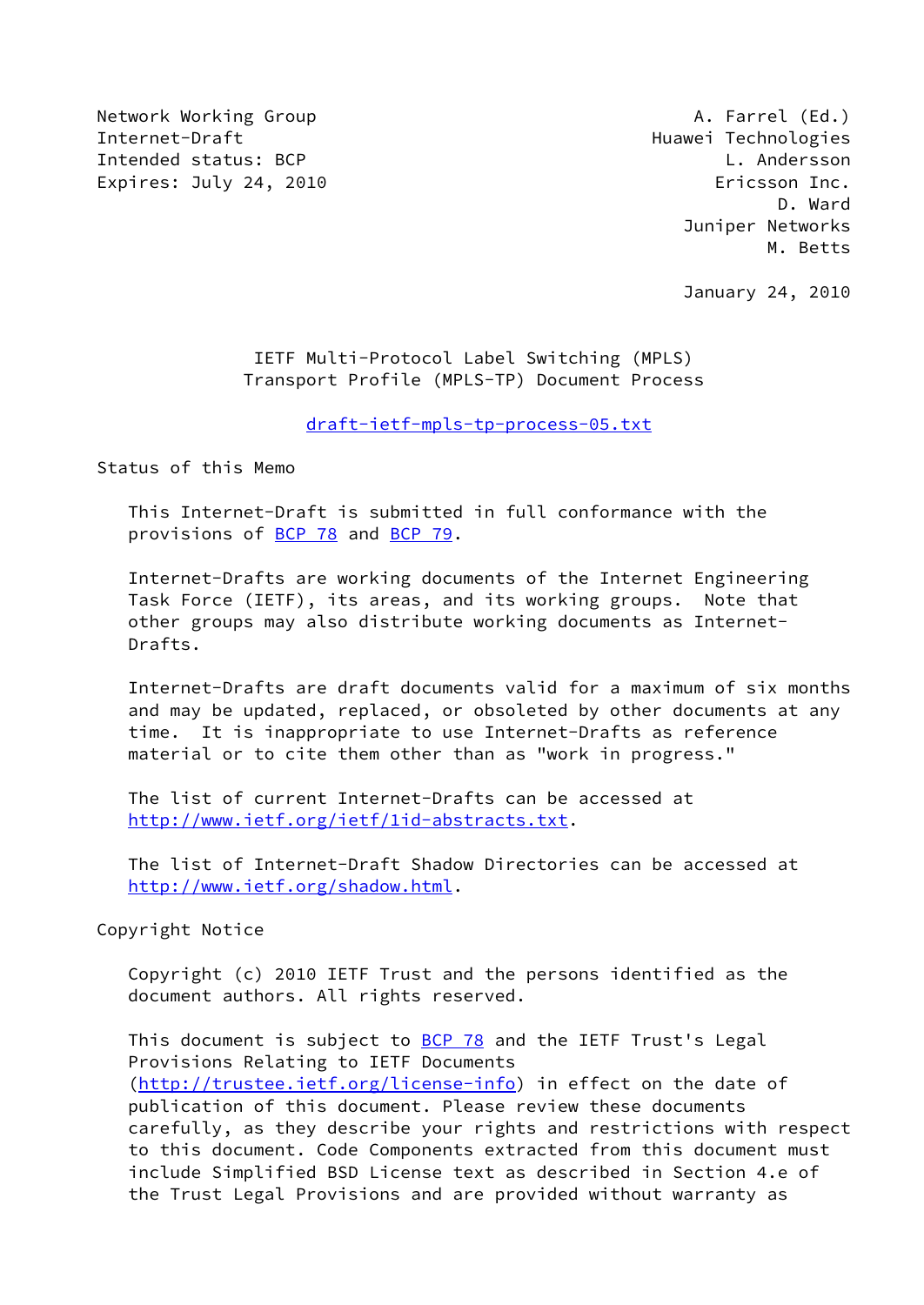Network Working Group A. Farrel (Ed.)
Internet-Draft Huawei Technologies
Intended status: BCP L. Andersson
Expires: July 24, 2010 Ericsson Inc.
D. Ward
Juniper Networks
M. Betts

January 24, 2010

# IETF Multi-Protocol Label Switching (MPLS) Transport Profile (MPLS-TP) Document Process

draft-ietf-mpls-tp-process-05.txt

## Status of this Memo

This Internet-Draft is submitted in full conformance with the provisions of BCP 78 and BCP 79.

Internet-Drafts are working documents of the Internet Engineering Task Force (IETF), its areas, and its working groups. Note that other groups may also distribute working documents as Internet-Drafts.

Internet-Drafts are draft documents valid for a maximum of six months and may be updated, replaced, or obsoleted by other documents at any time. It is inappropriate to use Internet-Drafts as reference material or to cite them other than as "work in progress."

The list of current Internet-Drafts can be accessed at http://www.ietf.org/ietf/1id-abstracts.txt.

The list of Internet-Draft Shadow Directories can be accessed at http://www.ietf.org/shadow.html.

## Copyright Notice

Copyright (c) 2010 IETF Trust and the persons identified as the document authors. All rights reserved.

This document is subject to BCP 78 and the IETF Trust's Legal Provisions Relating to IETF Documents (http://trustee.ietf.org/license-info) in effect on the date of publication of this document. Please review these documents carefully, as they describe your rights and restrictions with respect to this document. Code Components extracted from this document must include Simplified BSD License text as described in Section 4.e of the Trust Legal Provisions and are provided without warranty as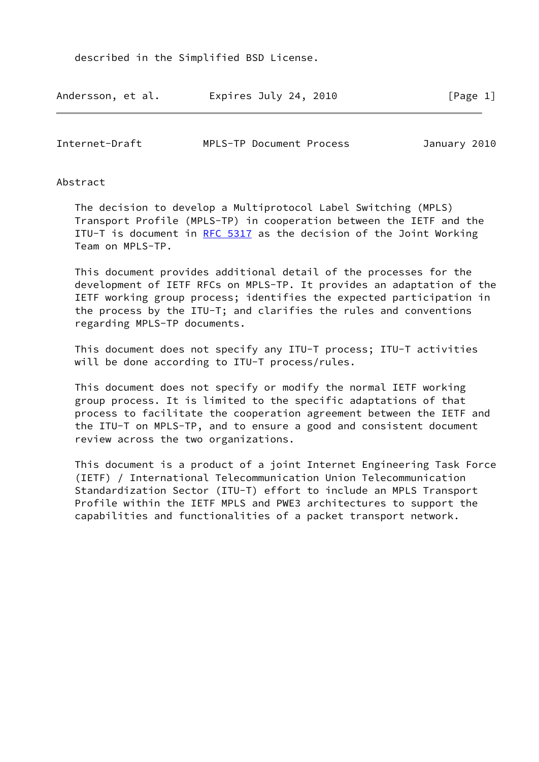described in the Simplified BSD License.

## Abstract

The decision to develop a Multiprotocol Label Switching (MPLS) Transport Profile (MPLS-TP) in cooperation between the IETF and the ITU-T is document in RFC 5317 as the decision of the Joint Working Team on MPLS-TP.

This document provides additional detail of the processes for the development of IETF RFCs on MPLS-TP. It provides an adaptation of the IETF working group process; identifies the expected participation in the process by the ITU-T; and clarifies the rules and conventions regarding MPLS-TP documents.

This document does not specify any ITU-T process; ITU-T activities will be done according to ITU-T process/rules.

This document does not specify or modify the normal IETF working group process. It is limited to the specific adaptations of that process to facilitate the cooperation agreement between the IETF and the ITU-T on MPLS-TP, and to ensure a good and consistent document review across the two organizations.

This document is a product of a joint Internet Engineering Task Force (IETF) / International Telecommunication Union Telecommunication Standardization Sector (ITU-T) effort to include an MPLS Transport Profile within the IETF MPLS and PWE3 architectures to support the capabilities and functionalities of a packet transport network.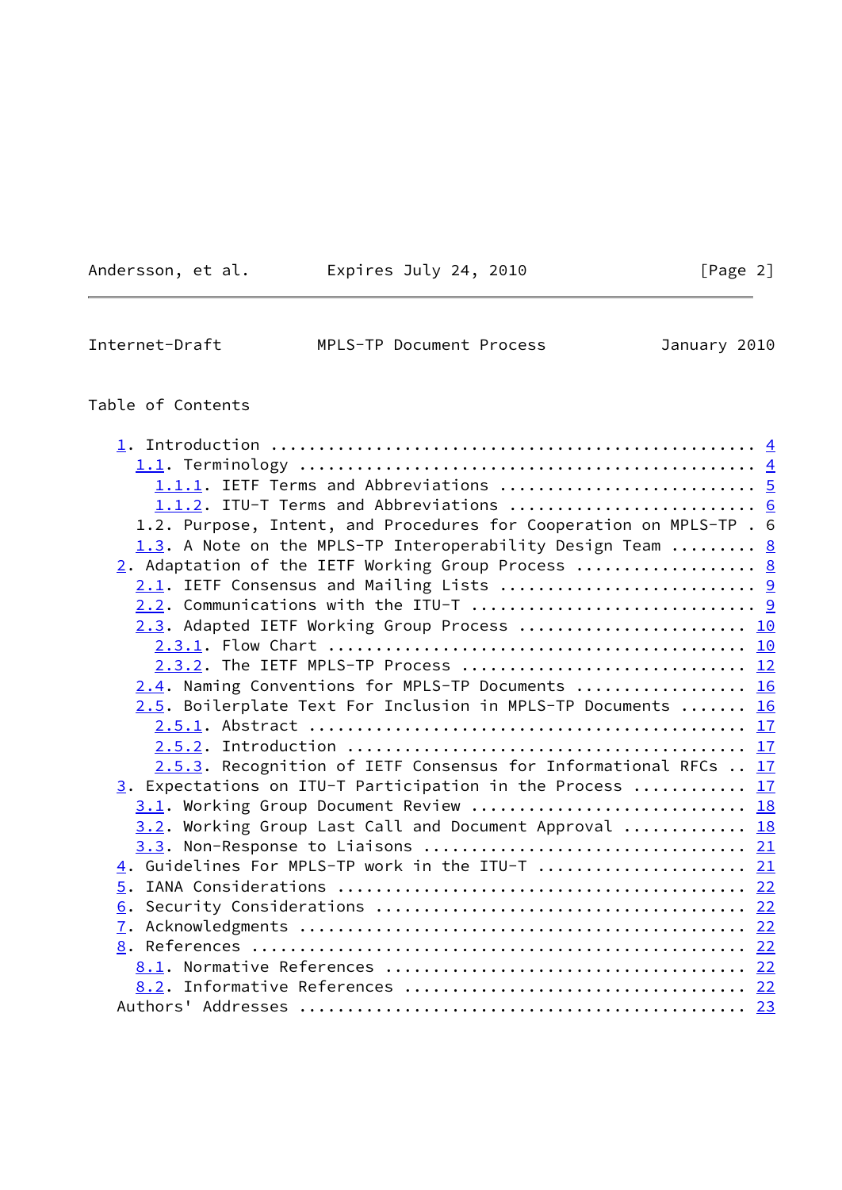Table of Contents

```
   1. Introduction .................................................. 4
     1.1. Terminology ............................................... 4
       1.1.1. IETF Terms and Abbreviations .......................... 5
       1.1.2. ITU-T Terms and Abbreviations ......................... 6
     1.2. Purpose, Intent, and Procedures for Cooperation on MPLS-TP . 6
     1.3. A Note on the MPLS-TP Interoperability Design Team ......... 8
   2. Adaptation of the IETF Working Group Process .................. 8
     2.1. IETF Consensus and Mailing Lists .......................... 9
     2.2. Communications with the ITU-T ............................. 9
     2.3. Adapted IETF Working Group Process ........................ 10
       2.3.1. Flow Chart ............................................ 10
       2.3.2. The IETF MPLS-TP Process .............................. 12
     2.4. Naming Conventions for MPLS-TP Documents .................. 16
     2.5. Boilerplate Text For Inclusion in MPLS-TP Documents ....... 16
       2.5.1. Abstract .............................................. 17
       2.5.2. Introduction .......................................... 17
       2.5.3. Recognition of IETF Consensus for Informational RFCs .. 17
   3. Expectations on ITU-T Participation in the Process ............ 17
     3.1. Working Group Document Review ............................. 18
     3.2. Working Group Last Call and Document Approval ............. 18
     3.3. Non-Response to Liaisons .................................. 21
   4. Guidelines For MPLS-TP work in the ITU-T ...................... 21
   5. IANA Considerations ........................................... 22
   6. Security Considerations ....................................... 22
   7. Acknowledgments ............................................... 22
   8. References .................................................... 22
     8.1. Normative References ...................................... 22
     8.2. Informative References .................................... 22
   Authors' Addresses ............................................... 23
```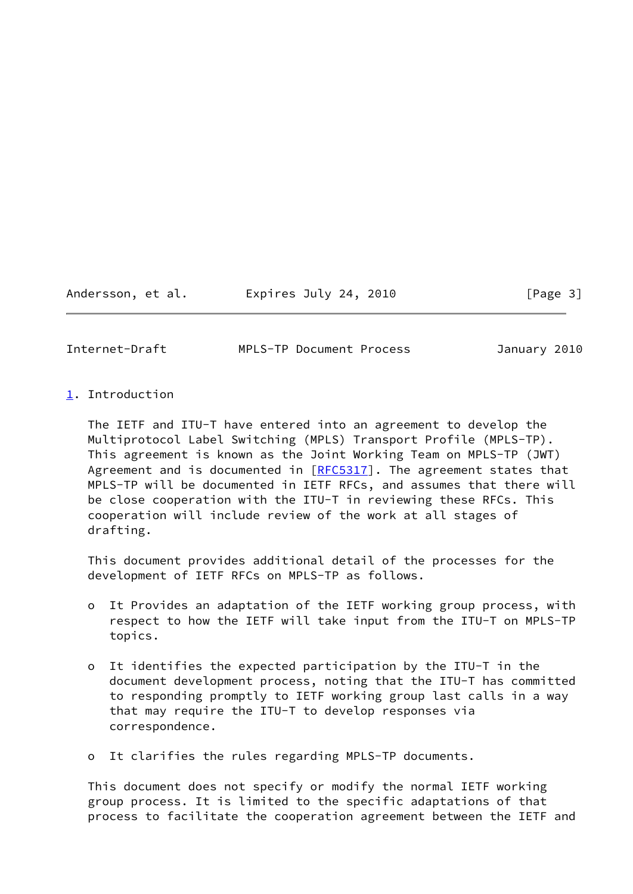## 1. Introduction

The IETF and ITU-T have entered into an agreement to develop the Multiprotocol Label Switching (MPLS) Transport Profile (MPLS-TP). This agreement is known as the Joint Working Team on MPLS-TP (JWT) Agreement and is documented in [RFC5317]. The agreement states that MPLS-TP will be documented in IETF RFCs, and assumes that there will be close cooperation with the ITU-T in reviewing these RFCs. This cooperation will include review of the work at all stages of drafting.

This document provides additional detail of the processes for the development of IETF RFCs on MPLS-TP as follows.

- It Provides an adaptation of the IETF working group process, with respect to how the IETF will take input from the ITU-T on MPLS-TP topics.
- It identifies the expected participation by the ITU-T in the document development process, noting that the ITU-T has committed to responding promptly to IETF working group last calls in a way that may require the ITU-T to develop responses via correspondence.
- It clarifies the rules regarding MPLS-TP documents.

This document does not specify or modify the normal IETF working group process. It is limited to the specific adaptations of that process to facilitate the cooperation agreement between the IETF and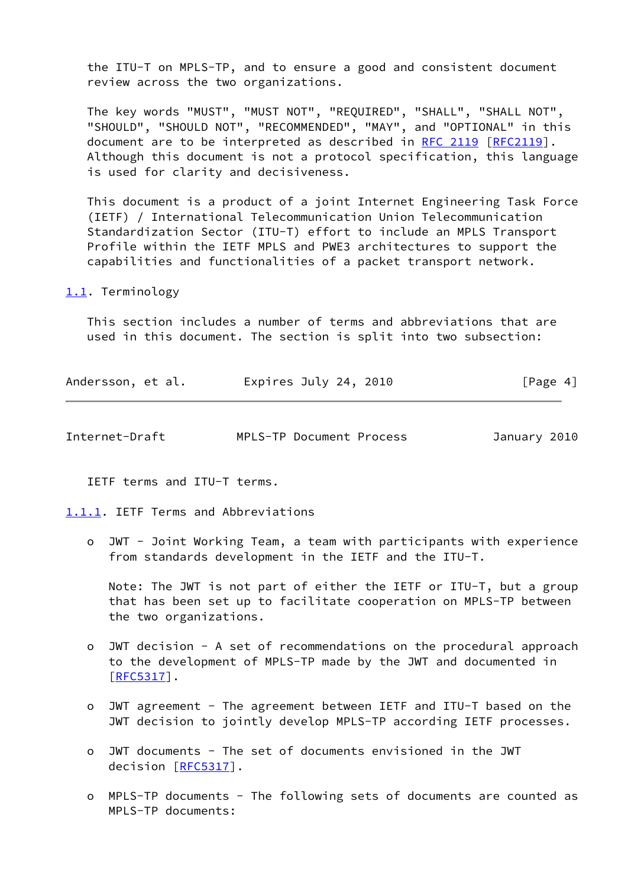the ITU-T on MPLS-TP, and to ensure a good and consistent document review across the two organizations.

The key words "MUST", "MUST NOT", "REQUIRED", "SHALL", "SHALL NOT", "SHOULD", "SHOULD NOT", "RECOMMENDED", "MAY", and "OPTIONAL" in this document are to be interpreted as described in RFC 2119 [RFC2119]. Although this document is not a protocol specification, this language is used for clarity and decisiveness.

This document is a product of a joint Internet Engineering Task Force (IETF) / International Telecommunication Union Telecommunication Standardization Sector (ITU-T) effort to include an MPLS Transport Profile within the IETF MPLS and PWE3 architectures to support the capabilities and functionalities of a packet transport network.

## 1.1. Terminology

This section includes a number of terms and abbreviations that are used in this document. The section is split into two subsection: IETF terms and ITU-T terms.

### 1.1.1. IETF Terms and Abbreviations

- JWT - Joint Working Team, a team with participants with experience from standards development in the IETF and the ITU-T.

  Note: The JWT is not part of either the IETF or ITU-T, but a group that has been set up to facilitate cooperation on MPLS-TP between the two organizations.

- JWT decision - A set of recommendations on the procedural approach to the development of MPLS-TP made by the JWT and documented in [RFC5317].

- JWT agreement - The agreement between IETF and ITU-T based on the JWT decision to jointly develop MPLS-TP according IETF processes.

- JWT documents - The set of documents envisioned in the JWT decision [RFC5317].

- MPLS-TP documents - The following sets of documents are counted as MPLS-TP documents: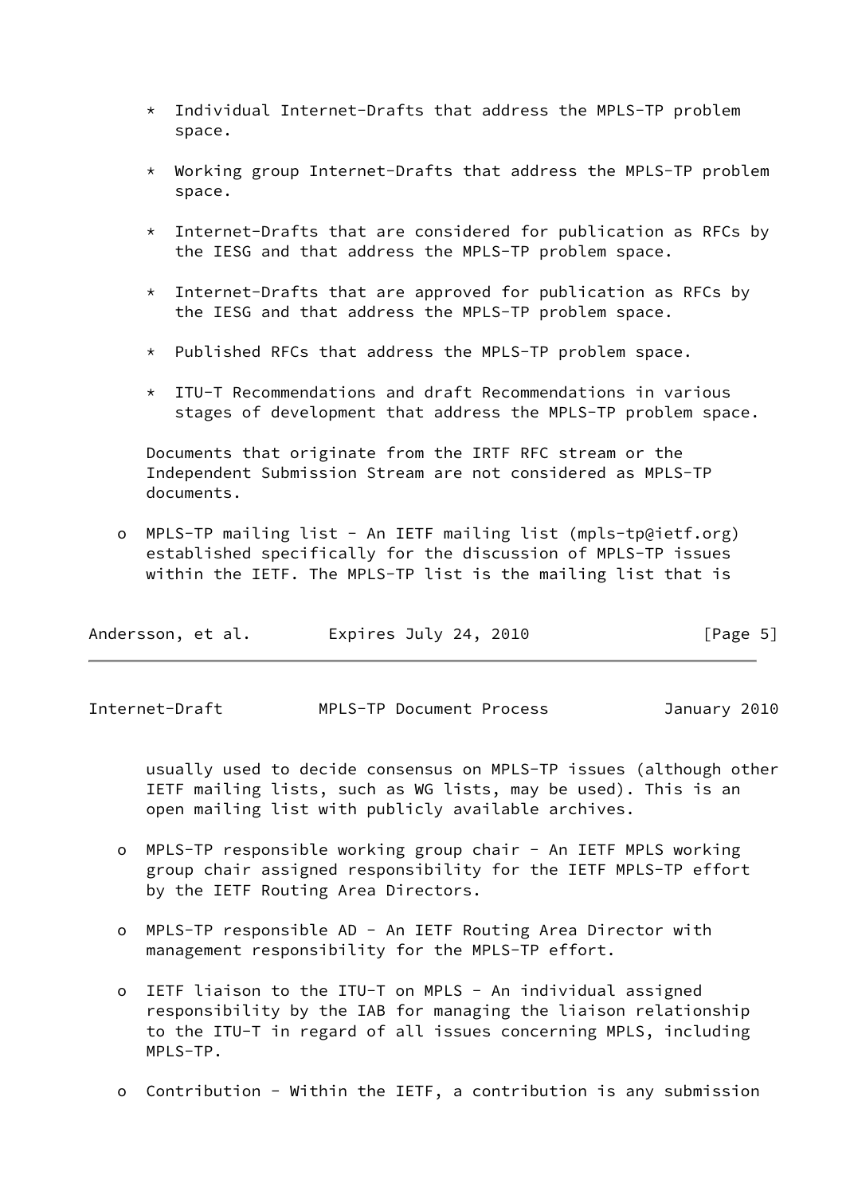* Individual Internet-Drafts that address the MPLS-TP problem space.

* Working group Internet-Drafts that address the MPLS-TP problem space.

* Internet-Drafts that are considered for publication as RFCs by the IESG and that address the MPLS-TP problem space.

* Internet-Drafts that are approved for publication as RFCs by the IESG and that address the MPLS-TP problem space.

* Published RFCs that address the MPLS-TP problem space.

* ITU-T Recommendations and draft Recommendations in various stages of development that address the MPLS-TP problem space.

Documents that originate from the IRTF RFC stream or the Independent Submission Stream are not considered as MPLS-TP documents.

- MPLS-TP mailing list - An IETF mailing list (mpls-tp@ietf.org) established specifically for the discussion of MPLS-TP issues within the IETF. The MPLS-TP list is the mailing list that is usually used to decide consensus on MPLS-TP issues (although other IETF mailing lists, such as WG lists, may be used). This is an open mailing list with publicly available archives.

- MPLS-TP responsible working group chair - An IETF MPLS working group chair assigned responsibility for the IETF MPLS-TP effort by the IETF Routing Area Directors.

- MPLS-TP responsible AD - An IETF Routing Area Director with management responsibility for the MPLS-TP effort.

- IETF liaison to the ITU-T on MPLS - An individual assigned responsibility by the IAB for managing the liaison relationship to the ITU-T in regard of all issues concerning MPLS, including MPLS-TP.

- Contribution - Within the IETF, a contribution is any submission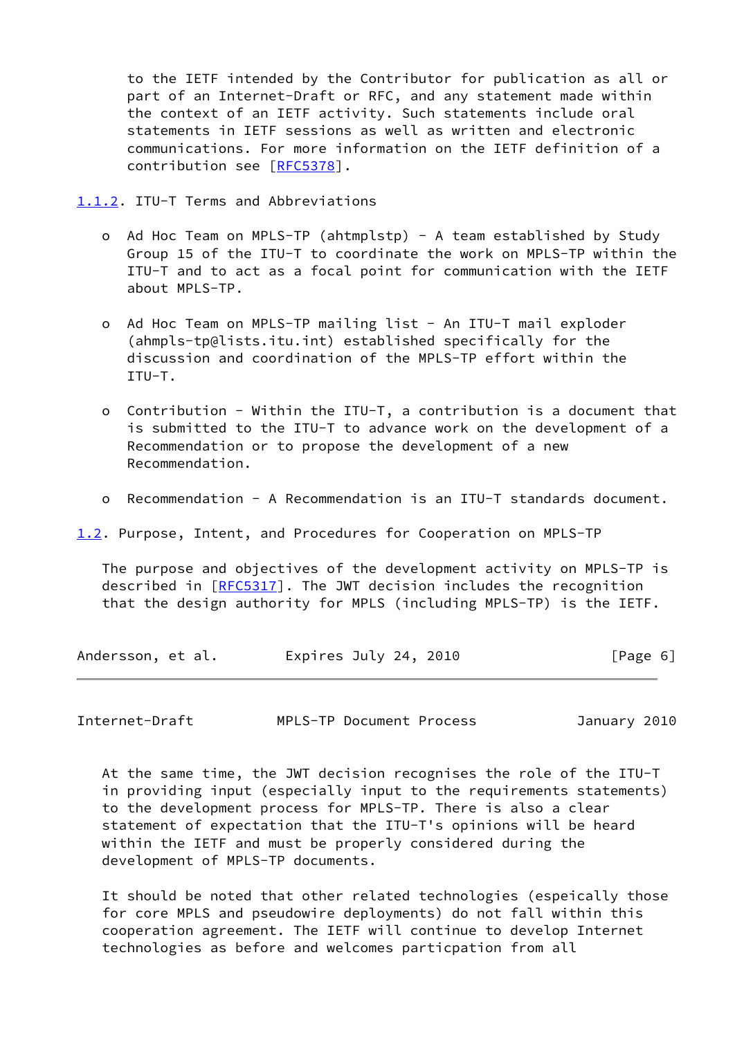to the IETF intended by the Contributor for publication as all or part of an Internet-Draft or RFC, and any statement made within the context of an IETF activity. Such statements include oral statements in IETF sessions as well as written and electronic communications. For more information on the IETF definition of a contribution see [RFC5378].

### 1.1.2. ITU-T Terms and Abbreviations

- Ad Hoc Team on MPLS-TP (ahtmplstp) - A team established by Study Group 15 of the ITU-T to coordinate the work on MPLS-TP within the ITU-T and to act as a focal point for communication with the IETF about MPLS-TP.

- Ad Hoc Team on MPLS-TP mailing list - An ITU-T mail exploder (ahmpls-tp@lists.itu.int) established specifically for the discussion and coordination of the MPLS-TP effort within the ITU-T.

- Contribution - Within the ITU-T, a contribution is a document that is submitted to the ITU-T to advance work on the development of a Recommendation or to propose the development of a new Recommendation.

- Recommendation - A Recommendation is an ITU-T standards document.

## 1.2. Purpose, Intent, and Procedures for Cooperation on MPLS-TP

The purpose and objectives of the development activity on MPLS-TP is described in [RFC5317]. The JWT decision includes the recognition that the design authority for MPLS (including MPLS-TP) is the IETF.

At the same time, the JWT decision recognises the role of the ITU-T in providing input (especially input to the requirements statements) to the development process for MPLS-TP. There is also a clear statement of expectation that the ITU-T's opinions will be heard within the IETF and must be properly considered during the development of MPLS-TP documents.

It should be noted that other related technologies (espeically those for core MPLS and pseudowire deployments) do not fall within this cooperation agreement. The IETF will continue to develop Internet technologies as before and welcomes particpation from all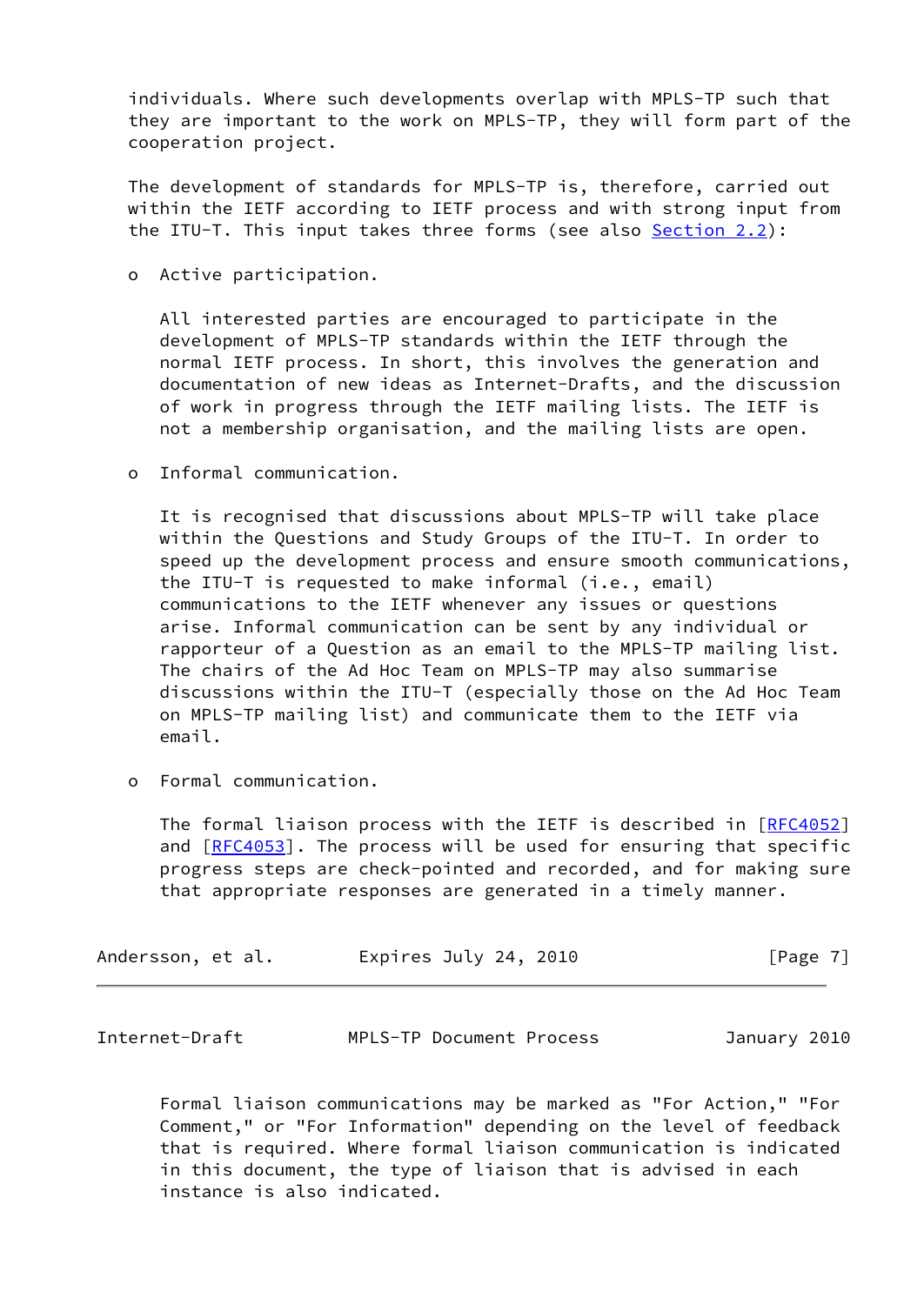individuals. Where such developments overlap with MPLS-TP such that they are important to the work on MPLS-TP, they will form part of the cooperation project.

The development of standards for MPLS-TP is, therefore, carried out within the IETF according to IETF process and with strong input from the ITU-T. This input takes three forms (see also Section 2.2):

- Active participation.

  All interested parties are encouraged to participate in the development of MPLS-TP standards within the IETF through the normal IETF process. In short, this involves the generation and documentation of new ideas as Internet-Drafts, and the discussion of work in progress through the IETF mailing lists. The IETF is not a membership organisation, and the mailing lists are open.

- Informal communication.

  It is recognised that discussions about MPLS-TP will take place within the Questions and Study Groups of the ITU-T. In order to speed up the development process and ensure smooth communications, the ITU-T is requested to make informal (i.e., email) communications to the IETF whenever any issues or questions arise. Informal communication can be sent by any individual or rapporteur of a Question as an email to the MPLS-TP mailing list. The chairs of the Ad Hoc Team on MPLS-TP may also summarise discussions within the ITU-T (especially those on the Ad Hoc Team on MPLS-TP mailing list) and communicate them to the IETF via email.

- Formal communication.

  The formal liaison process with the IETF is described in [RFC4052] and [RFC4053]. The process will be used for ensuring that specific progress steps are check-pointed and recorded, and for making sure that appropriate responses are generated in a timely manner.

  Formal liaison communications may be marked as "For Action," "For Comment," or "For Information" depending on the level of feedback that is required. Where formal liaison communication is indicated in this document, the type of liaison that is advised in each instance is also indicated.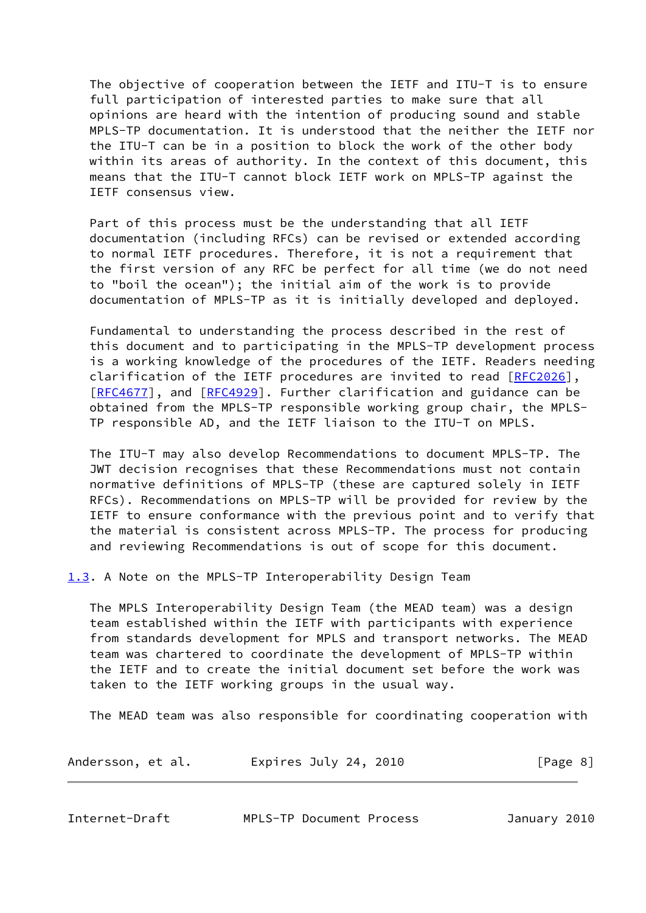The objective of cooperation between the IETF and ITU-T is to ensure full participation of interested parties to make sure that all opinions are heard with the intention of producing sound and stable MPLS-TP documentation. It is understood that the neither the IETF nor the ITU-T can be in a position to block the work of the other body within its areas of authority. In the context of this document, this means that the ITU-T cannot block IETF work on MPLS-TP against the IETF consensus view.

Part of this process must be the understanding that all IETF documentation (including RFCs) can be revised or extended according to normal IETF procedures. Therefore, it is not a requirement that the first version of any RFC be perfect for all time (we do not need to "boil the ocean"); the initial aim of the work is to provide documentation of MPLS-TP as it is initially developed and deployed.

Fundamental to understanding the process described in the rest of this document and to participating in the MPLS-TP development process is a working knowledge of the procedures of the IETF. Readers needing clarification of the IETF procedures are invited to read [RFC2026], [RFC4677], and [RFC4929]. Further clarification and guidance can be obtained from the MPLS-TP responsible working group chair, the MPLS-TP responsible AD, and the IETF liaison to the ITU-T on MPLS.

The ITU-T may also develop Recommendations to document MPLS-TP. The JWT decision recognises that these Recommendations must not contain normative definitions of MPLS-TP (these are captured solely in IETF RFCs). Recommendations on MPLS-TP will be provided for review by the IETF to ensure conformance with the previous point and to verify that the material is consistent across MPLS-TP. The process for producing and reviewing Recommendations is out of scope for this document.

### 1.3. A Note on the MPLS-TP Interoperability Design Team

The MPLS Interoperability Design Team (the MEAD team) was a design team established within the IETF with participants with experience from standards development for MPLS and transport networks. The MEAD team was chartered to coordinate the development of MPLS-TP within the IETF and to create the initial document set before the work was taken to the IETF working groups in the usual way.

The MEAD team was also responsible for coordinating cooperation with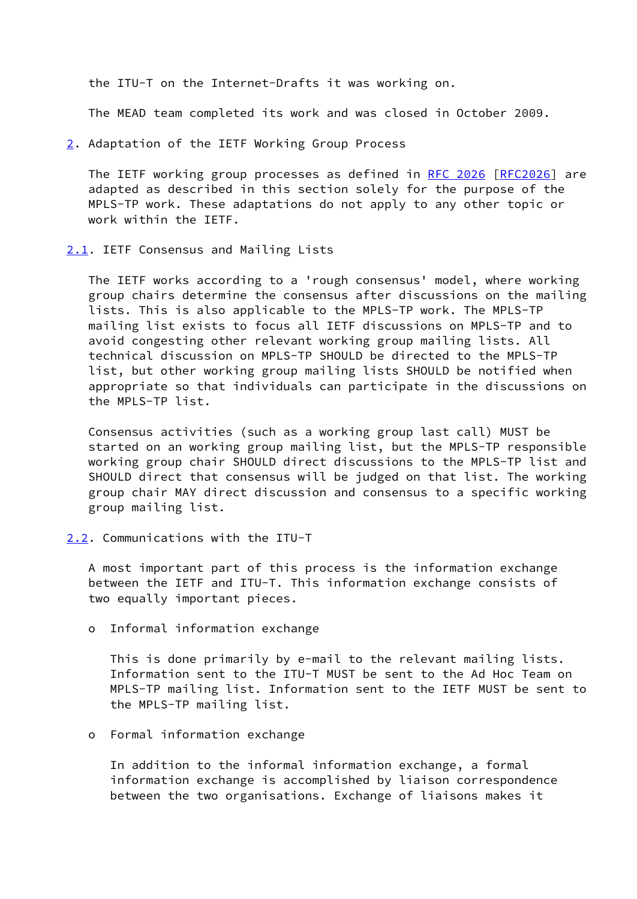the ITU-T on the Internet-Drafts it was working on.

The MEAD team completed its work and was closed in October 2009.

## 2. Adaptation of the IETF Working Group Process

The IETF working group processes as defined in RFC 2026 [RFC2026] are adapted as described in this section solely for the purpose of the MPLS-TP work. These adaptations do not apply to any other topic or work within the IETF.

### 2.1. IETF Consensus and Mailing Lists

The IETF works according to a 'rough consensus' model, where working group chairs determine the consensus after discussions on the mailing lists. This is also applicable to the MPLS-TP work. The MPLS-TP mailing list exists to focus all IETF discussions on MPLS-TP and to avoid congesting other relevant working group mailing lists. All technical discussion on MPLS-TP SHOULD be directed to the MPLS-TP list, but other working group mailing lists SHOULD be notified when appropriate so that individuals can participate in the discussions on the MPLS-TP list.

Consensus activities (such as a working group last call) MUST be started on an working group mailing list, but the MPLS-TP responsible working group chair SHOULD direct discussions to the MPLS-TP list and SHOULD direct that consensus will be judged on that list. The working group chair MAY direct discussion and consensus to a specific working group mailing list.

### 2.2. Communications with the ITU-T

A most important part of this process is the information exchange between the IETF and ITU-T. This information exchange consists of two equally important pieces.

- Informal information exchange

  This is done primarily by e-mail to the relevant mailing lists. Information sent to the ITU-T MUST be sent to the Ad Hoc Team on MPLS-TP mailing list. Information sent to the IETF MUST be sent to the MPLS-TP mailing list.

- Formal information exchange

  In addition to the informal information exchange, a formal information exchange is accomplished by liaison correspondence between the two organisations. Exchange of liaisons makes it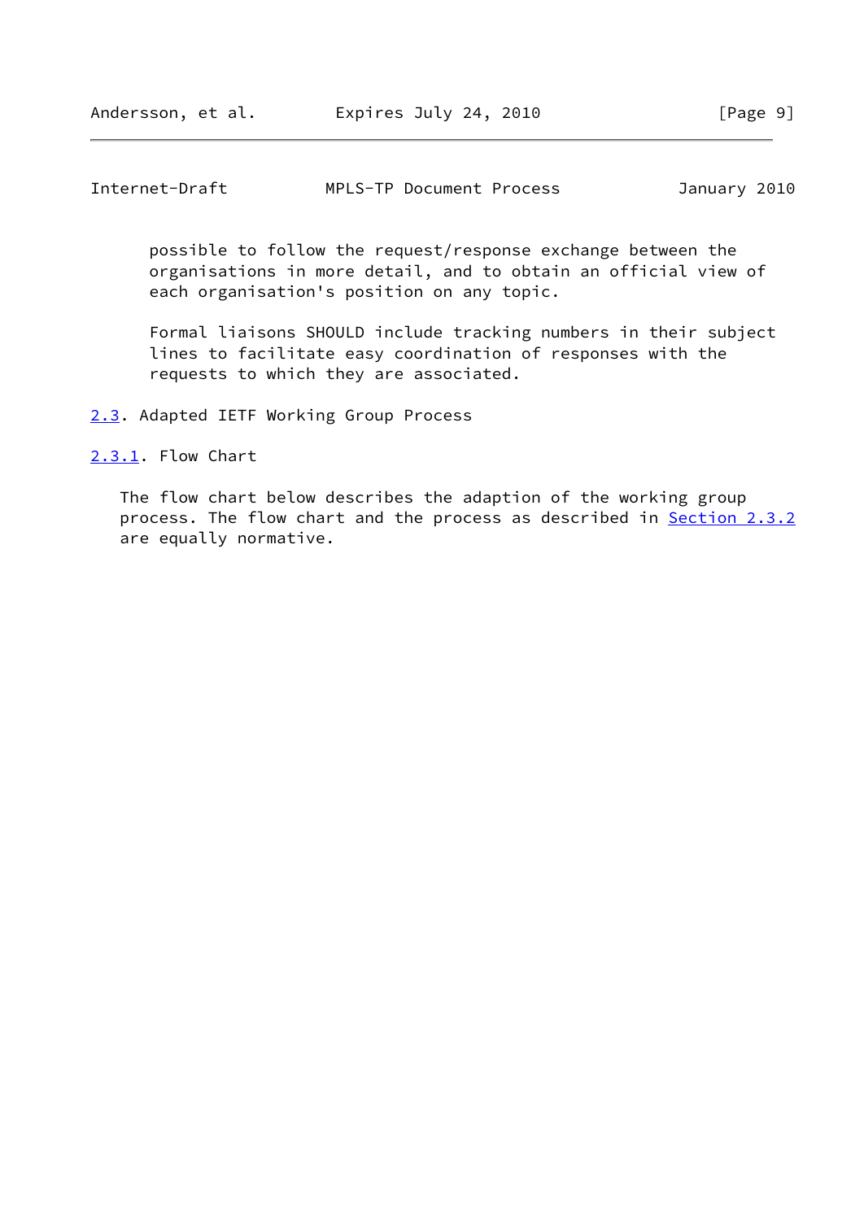possible to follow the request/response exchange between the organisations in more detail, and to obtain an official view of each organisation's position on any topic.

Formal liaisons SHOULD include tracking numbers in their subject lines to facilitate easy coordination of responses with the requests to which they are associated.

## 2.3. Adapted IETF Working Group Process

### 2.3.1. Flow Chart

The flow chart below describes the adaption of the working group process. The flow chart and the process as described in Section 2.3.2 are equally normative.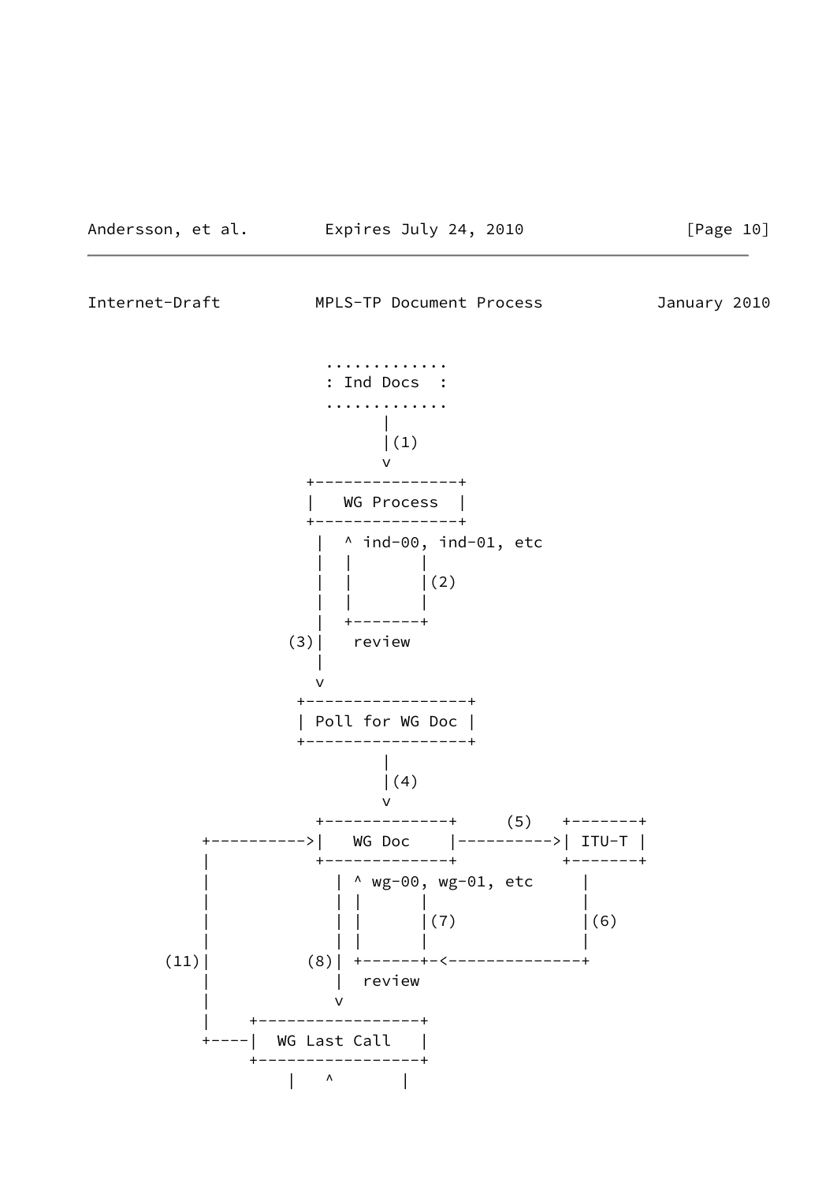```
                     ............
                     : Ind Docs  :
                     ............
                          |
                          |(1)
                          v
                  +---------------+
                  |   WG Process  |
                  +---------------+
                    |  ^ ind-00, ind-01, etc
                    |  |       |
                    |  |       |(2)
                    |  |       |
                    |  +-------+
                 (3)|   review
                    |
                    v
                 +-----------------+
                 | Poll for WG Doc |
                 +-----------------+
                          |
                          |(4)
                          v
                   +-------------+     (5)   +-------+
        +--------->|   WG Doc    |---------->| ITU-T |
        |          +-------------+           +-------+
        |            | ^ wg-00, wg-01, etc       |
        |            | |      |                  |
        |            | |      |(7)               |(6)
        |            | |      |                  |
    (11)|         (8)| +------+-<----------------+
        |            |  review
        |            v
        |     +-----------------+
        +----|  WG Last Call   |
              +-----------------+
                 |   ^       |
```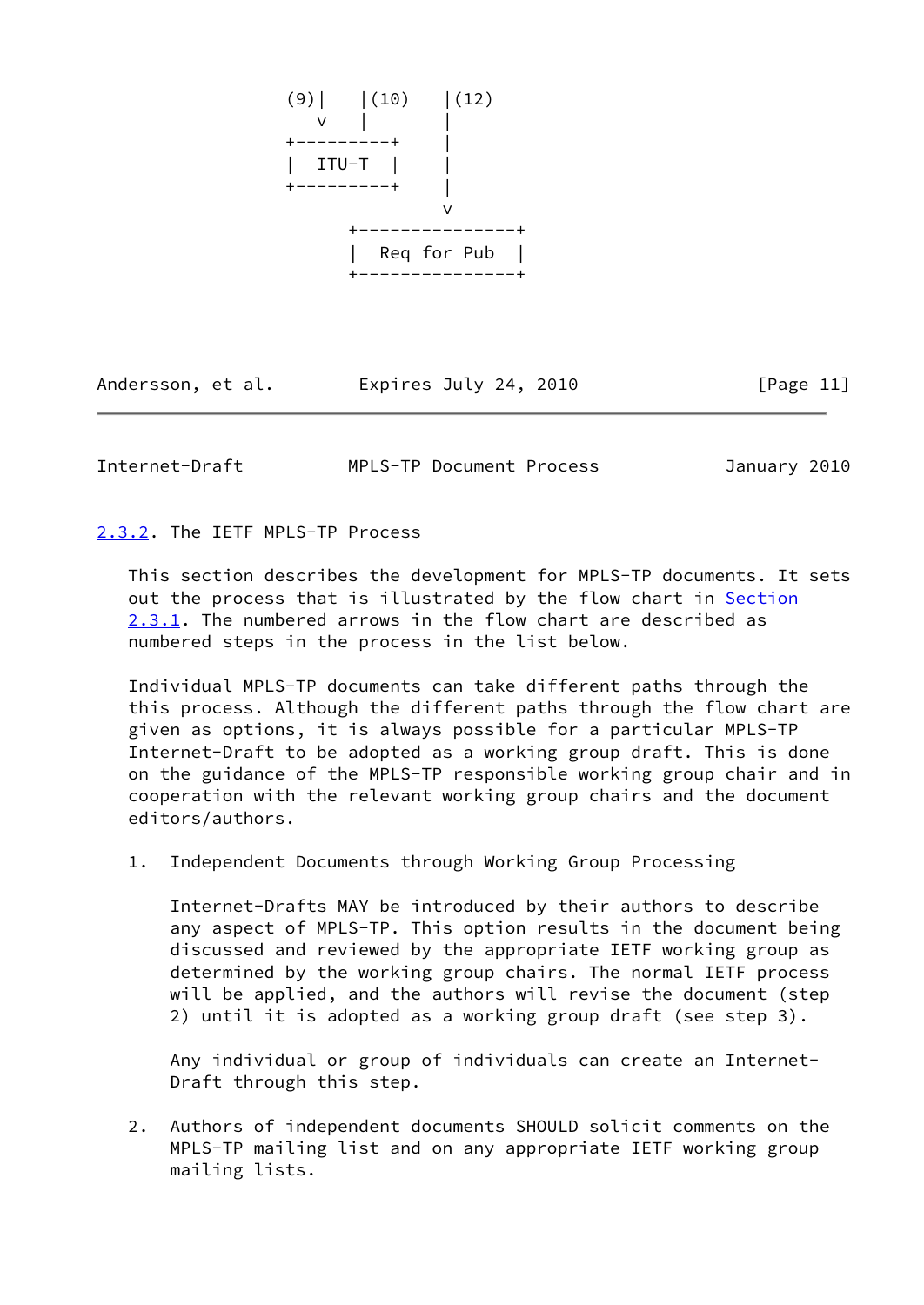```
   (9)|    |(10)    |(12)
      v    |        |
   +---------+      |
   |  ITU-T  |      |
   +---------+      |
                    v
         +---------------+
         |  Req for Pub  |
         +---------------+
```

### 2.3.2. The IETF MPLS-TP Process

This section describes the development for MPLS-TP documents. It sets out the process that is illustrated by the flow chart in Section 2.3.1. The numbered arrows in the flow chart are described as numbered steps in the process in the list below.

Individual MPLS-TP documents can take different paths through the this process. Although the different paths through the flow chart are given as options, it is always possible for a particular MPLS-TP Internet-Draft to be adopted as a working group draft. This is done on the guidance of the MPLS-TP responsible working group chair and in cooperation with the relevant working group chairs and the document editors/authors.

1. Independent Documents through Working Group Processing

   Internet-Drafts MAY be introduced by their authors to describe any aspect of MPLS-TP. This option results in the document being discussed and reviewed by the appropriate IETF working group as determined by the working group chairs. The normal IETF process will be applied, and the authors will revise the document (step 2) until it is adopted as a working group draft (see step 3).

   Any individual or group of individuals can create an Internet-Draft through this step.

2. Authors of independent documents SHOULD solicit comments on the MPLS-TP mailing list and on any appropriate IETF working group mailing lists.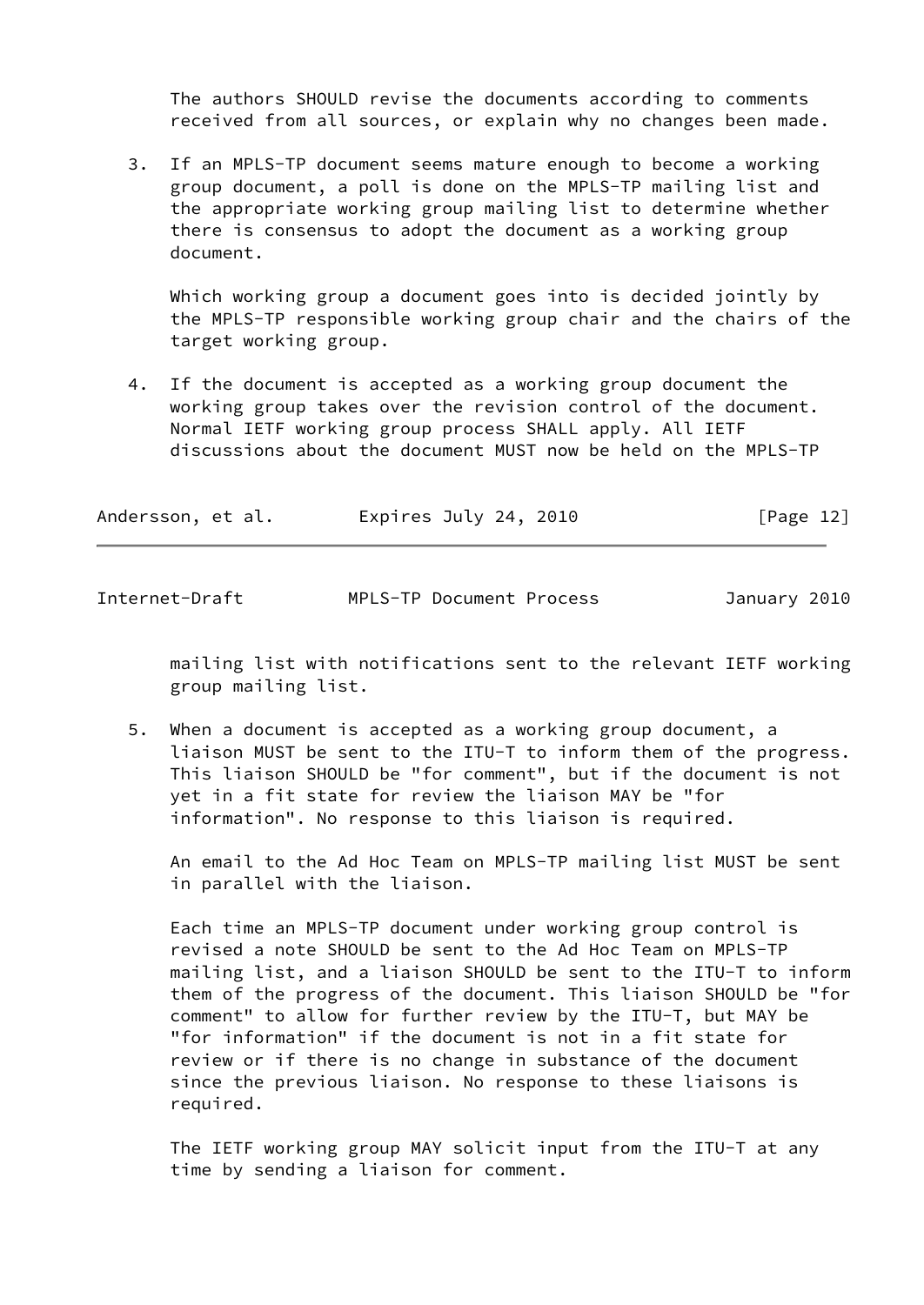The authors SHOULD revise the documents according to comments received from all sources, or explain why no changes been made.

3. If an MPLS-TP document seems mature enough to become a working group document, a poll is done on the MPLS-TP mailing list and the appropriate working group mailing list to determine whether there is consensus to adopt the document as a working group document.

   Which working group a document goes into is decided jointly by the MPLS-TP responsible working group chair and the chairs of the target working group.

4. If the document is accepted as a working group document the working group takes over the revision control of the document. Normal IETF working group process SHALL apply. All IETF discussions about the document MUST now be held on the MPLS-TP mailing list with notifications sent to the relevant IETF working group mailing list.

5. When a document is accepted as a working group document, a liaison MUST be sent to the ITU-T to inform them of the progress. This liaison SHOULD be "for comment", but if the document is not yet in a fit state for review the liaison MAY be "for information". No response to this liaison is required.

   An email to the Ad Hoc Team on MPLS-TP mailing list MUST be sent in parallel with the liaison.

   Each time an MPLS-TP document under working group control is revised a note SHOULD be sent to the Ad Hoc Team on MPLS-TP mailing list, and a liaison SHOULD be sent to the ITU-T to inform them of the progress of the document. This liaison SHOULD be "for comment" to allow for further review by the ITU-T, but MAY be "for information" if the document is not in a fit state for review or if there is no change in substance of the document since the previous liaison. No response to these liaisons is required.

   The IETF working group MAY solicit input from the ITU-T at any time by sending a liaison for comment.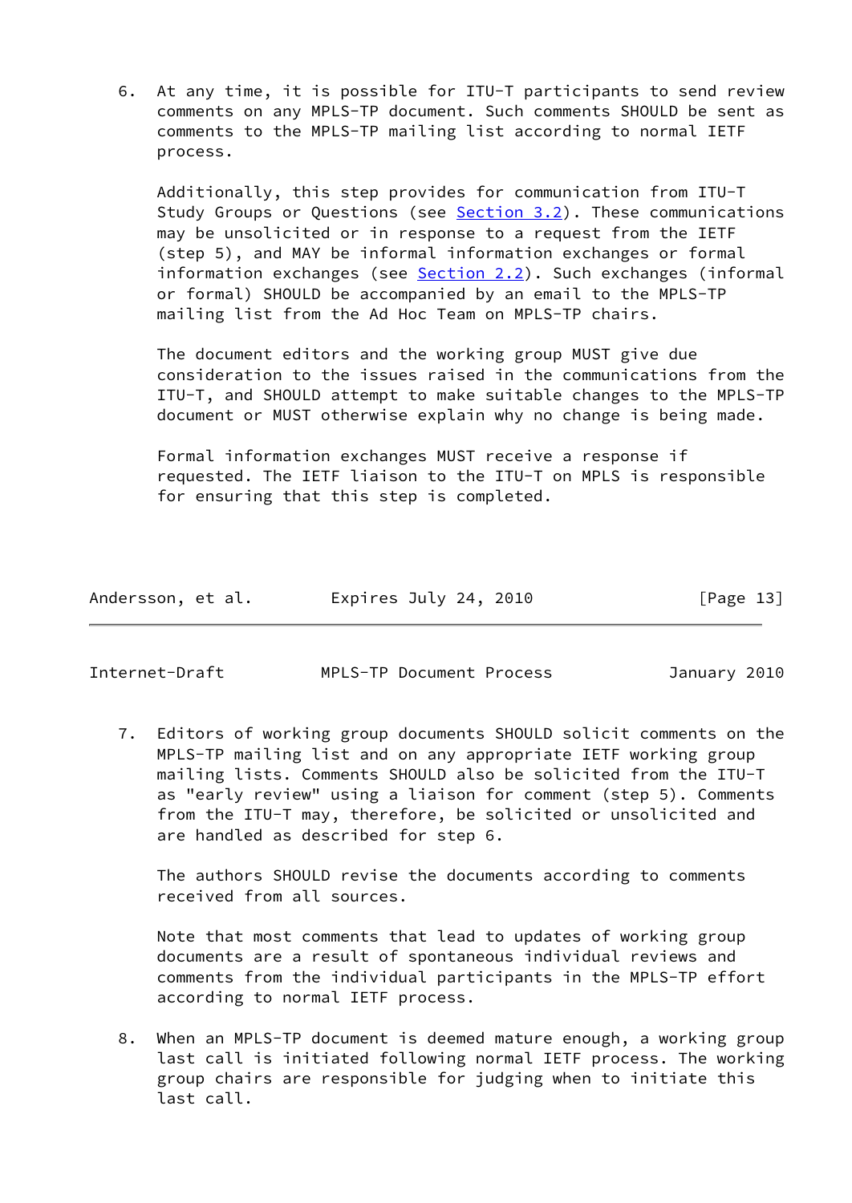6. At any time, it is possible for ITU-T participants to send review comments on any MPLS-TP document. Such comments SHOULD be sent as comments to the MPLS-TP mailing list according to normal IETF process.

   Additionally, this step provides for communication from ITU-T Study Groups or Questions (see Section 3.2). These communications may be unsolicited or in response to a request from the IETF (step 5), and MAY be informal information exchanges or formal information exchanges (see Section 2.2). Such exchanges (informal or formal) SHOULD be accompanied by an email to the MPLS-TP mailing list from the Ad Hoc Team on MPLS-TP chairs.

   The document editors and the working group MUST give due consideration to the issues raised in the communications from the ITU-T, and SHOULD attempt to make suitable changes to the MPLS-TP document or MUST otherwise explain why no change is being made.

   Formal information exchanges MUST receive a response if requested. The IETF liaison to the ITU-T on MPLS is responsible for ensuring that this step is completed.

7. Editors of working group documents SHOULD solicit comments on the MPLS-TP mailing list and on any appropriate IETF working group mailing lists. Comments SHOULD also be solicited from the ITU-T as "early review" using a liaison for comment (step 5). Comments from the ITU-T may, therefore, be solicited or unsolicited and are handled as described for step 6.

   The authors SHOULD revise the documents according to comments received from all sources.

   Note that most comments that lead to updates of working group documents are a result of spontaneous individual reviews and comments from the individual participants in the MPLS-TP effort according to normal IETF process.

8. When an MPLS-TP document is deemed mature enough, a working group last call is initiated following normal IETF process. The working group chairs are responsible for judging when to initiate this last call.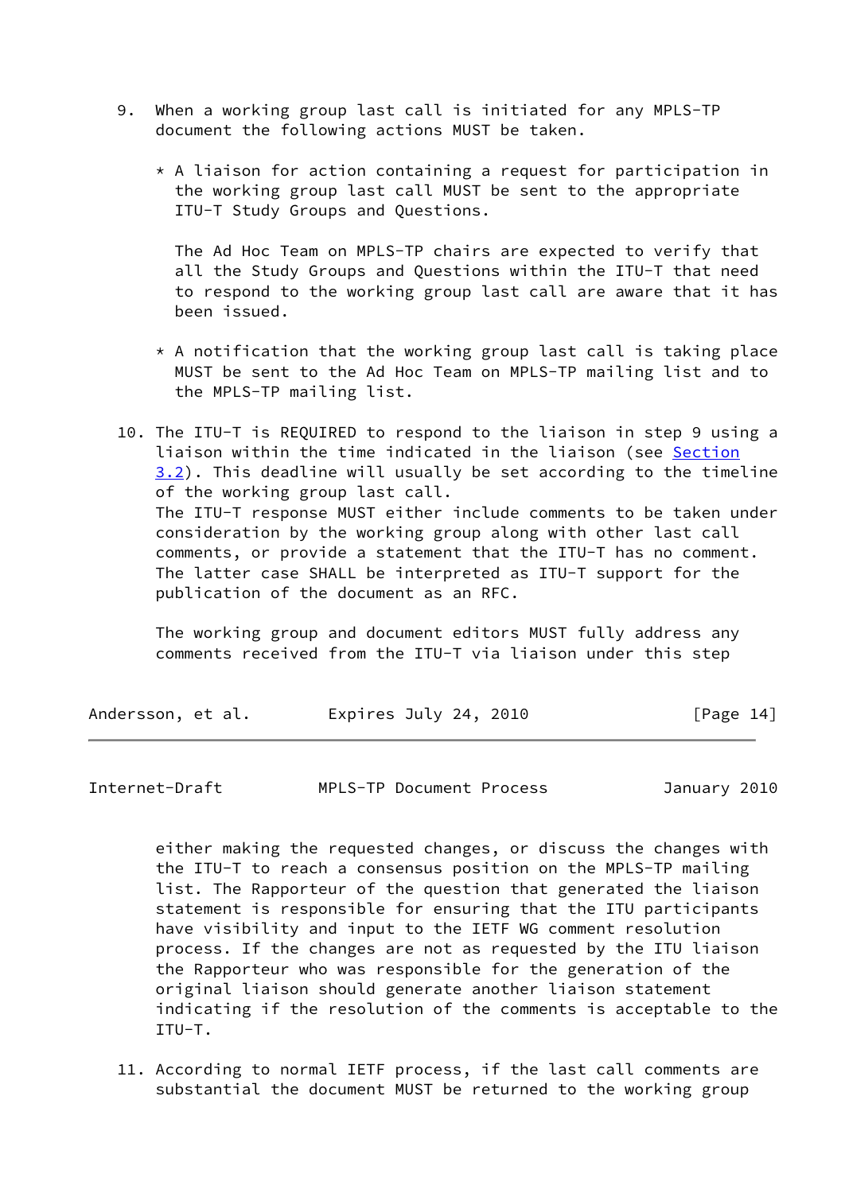9. When a working group last call is initiated for any MPLS-TP document the following actions MUST be taken.

   * A liaison for action containing a request for participation in the working group last call MUST be sent to the appropriate ITU-T Study Groups and Questions.

     The Ad Hoc Team on MPLS-TP chairs are expected to verify that all the Study Groups and Questions within the ITU-T that need to respond to the working group last call are aware that it has been issued.

   * A notification that the working group last call is taking place MUST be sent to the Ad Hoc Team on MPLS-TP mailing list and to the MPLS-TP mailing list.

10. The ITU-T is REQUIRED to respond to the liaison in step 9 using a liaison within the time indicated in the liaison (see Section 3.2). This deadline will usually be set according to the timeline of the working group last call.
    The ITU-T response MUST either include comments to be taken under consideration by the working group along with other last call comments, or provide a statement that the ITU-T has no comment. The latter case SHALL be interpreted as ITU-T support for the publication of the document as an RFC.

    The working group and document editors MUST fully address any comments received from the ITU-T via liaison under this step either making the requested changes, or discuss the changes with the ITU-T to reach a consensus position on the MPLS-TP mailing list. The Rapporteur of the question that generated the liaison statement is responsible for ensuring that the ITU participants have visibility and input to the IETF WG comment resolution process. If the changes are not as requested by the ITU liaison the Rapporteur who was responsible for the generation of the original liaison should generate another liaison statement indicating if the resolution of the comments is acceptable to the ITU-T.

11. According to normal IETF process, if the last call comments are substantial the document MUST be returned to the working group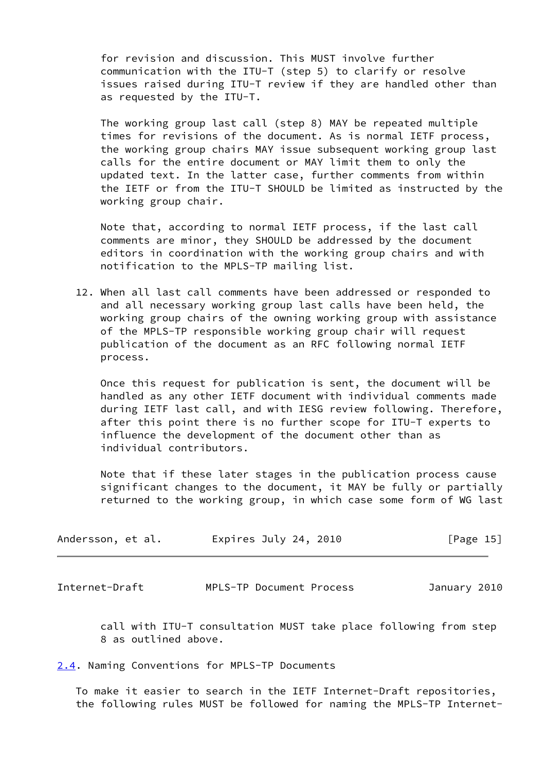for revision and discussion. This MUST involve further communication with the ITU-T (step 5) to clarify or resolve issues raised during ITU-T review if they are handled other than as requested by the ITU-T.

The working group last call (step 8) MAY be repeated multiple times for revisions of the document. As is normal IETF process, the working group chairs MAY issue subsequent working group last calls for the entire document or MAY limit them to only the updated text. In the latter case, further comments from within the IETF or from the ITU-T SHOULD be limited as instructed by the working group chair.

Note that, according to normal IETF process, if the last call comments are minor, they SHOULD be addressed by the document editors in coordination with the working group chairs and with notification to the MPLS-TP mailing list.

12. When all last call comments have been addressed or responded to and all necessary working group last calls have been held, the working group chairs of the owning working group with assistance of the MPLS-TP responsible working group chair will request publication of the document as an RFC following normal IETF process.

    Once this request for publication is sent, the document will be handled as any other IETF document with individual comments made during IETF last call, and with IESG review following. Therefore, after this point there is no further scope for ITU-T experts to influence the development of the document other than as individual contributors.

    Note that if these later stages in the publication process cause significant changes to the document, it MAY be fully or partially returned to the working group, in which case some form of WG last call with ITU-T consultation MUST take place following from step 8 as outlined above.

### 2.4. Naming Conventions for MPLS-TP Documents

To make it easier to search in the IETF Internet-Draft repositories, the following rules MUST be followed for naming the MPLS-TP Internet-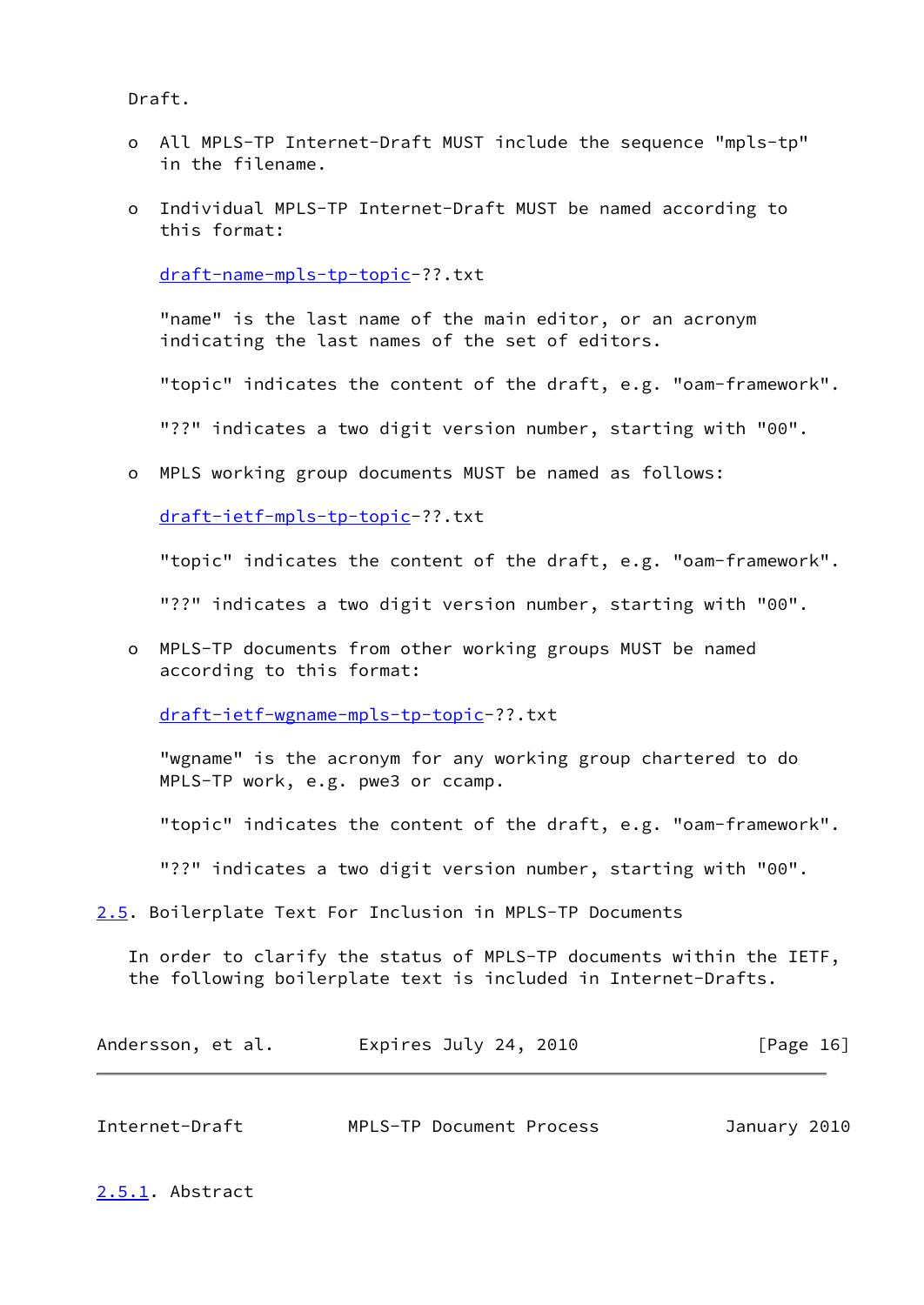Draft.

- All MPLS-TP Internet-Draft MUST include the sequence "mpls-tp" in the filename.

- Individual MPLS-TP Internet-Draft MUST be named according to this format:

  draft-name-mpls-tp-topic-??.txt

  "name" is the last name of the main editor, or an acronym indicating the last names of the set of editors.

  "topic" indicates the content of the draft, e.g. "oam-framework".

  "??" indicates a two digit version number, starting with "00".

- MPLS working group documents MUST be named as follows:

  draft-ietf-mpls-tp-topic-??.txt

  "topic" indicates the content of the draft, e.g. "oam-framework".

  "??" indicates a two digit version number, starting with "00".

- MPLS-TP documents from other working groups MUST be named according to this format:

  draft-ietf-wgname-mpls-tp-topic-??.txt

  "wgname" is the acronym for any working group chartered to do MPLS-TP work, e.g. pwe3 or ccamp.

  "topic" indicates the content of the draft, e.g. "oam-framework".

  "??" indicates a two digit version number, starting with "00".

### 2.5. Boilerplate Text For Inclusion in MPLS-TP Documents

In order to clarify the status of MPLS-TP documents within the IETF, the following boilerplate text is included in Internet-Drafts.

#### 2.5.1. Abstract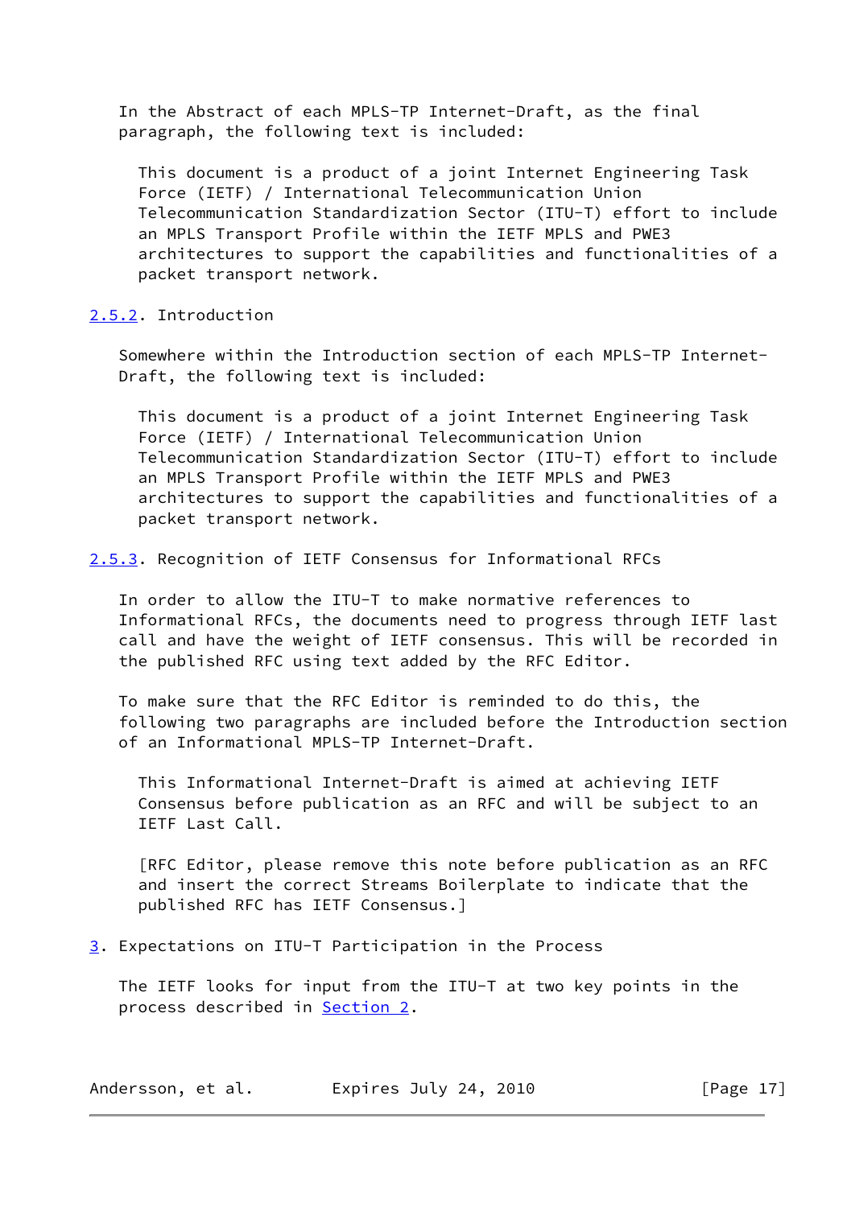In the Abstract of each MPLS-TP Internet-Draft, as the final paragraph, the following text is included:

> This document is a product of a joint Internet Engineering Task Force (IETF) / International Telecommunication Union Telecommunication Standardization Sector (ITU-T) effort to include an MPLS Transport Profile within the IETF MPLS and PWE3 architectures to support the capabilities and functionalities of a packet transport network.

#### 2.5.2. Introduction

Somewhere within the Introduction section of each MPLS-TP Internet-Draft, the following text is included:

> This document is a product of a joint Internet Engineering Task Force (IETF) / International Telecommunication Union Telecommunication Standardization Sector (ITU-T) effort to include an MPLS Transport Profile within the IETF MPLS and PWE3 architectures to support the capabilities and functionalities of a packet transport network.

#### 2.5.3. Recognition of IETF Consensus for Informational RFCs

In order to allow the ITU-T to make normative references to Informational RFCs, the documents need to progress through IETF last call and have the weight of IETF consensus. This will be recorded in the published RFC using text added by the RFC Editor.

To make sure that the RFC Editor is reminded to do this, the following two paragraphs are included before the Introduction section of an Informational MPLS-TP Internet-Draft.

> This Informational Internet-Draft is aimed at achieving IETF Consensus before publication as an RFC and will be subject to an IETF Last Call.
>
> [RFC Editor, please remove this note before publication as an RFC and insert the correct Streams Boilerplate to indicate that the published RFC has IETF Consensus.]

## 3. Expectations on ITU-T Participation in the Process

The IETF looks for input from the ITU-T at two key points in the process described in Section 2.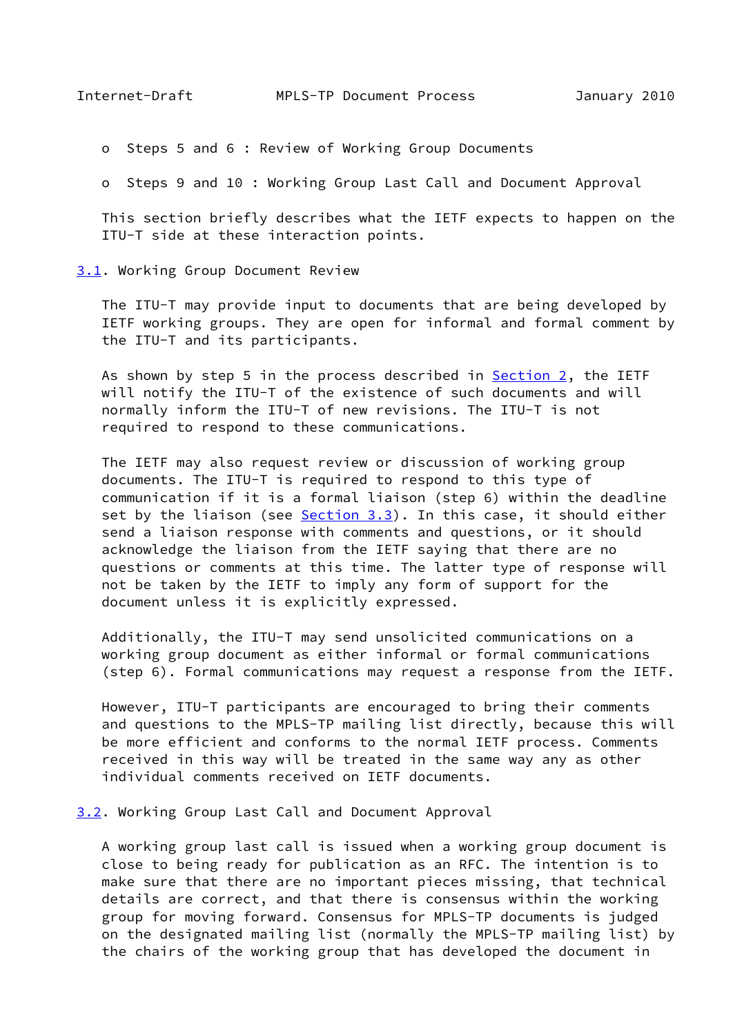- Steps 5 and 6 : Review of Working Group Documents
- Steps 9 and 10 : Working Group Last Call and Document Approval

This section briefly describes what the IETF expects to happen on the ITU-T side at these interaction points.

### 3.1. Working Group Document Review

The ITU-T may provide input to documents that are being developed by IETF working groups. They are open for informal and formal comment by the ITU-T and its participants.

As shown by step 5 in the process described in Section 2, the IETF will notify the ITU-T of the existence of such documents and will normally inform the ITU-T of new revisions. The ITU-T is not required to respond to these communications.

The IETF may also request review or discussion of working group documents. The ITU-T is required to respond to this type of communication if it is a formal liaison (step 6) within the deadline set by the liaison (see Section 3.3). In this case, it should either send a liaison response with comments and questions, or it should acknowledge the liaison from the IETF saying that there are no questions or comments at this time. The latter type of response will not be taken by the IETF to imply any form of support for the document unless it is explicitly expressed.

Additionally, the ITU-T may send unsolicited communications on a working group document as either informal or formal communications (step 6). Formal communications may request a response from the IETF.

However, ITU-T participants are encouraged to bring their comments and questions to the MPLS-TP mailing list directly, because this will be more efficient and conforms to the normal IETF process. Comments received in this way will be treated in the same way any as other individual comments received on IETF documents.

### 3.2. Working Group Last Call and Document Approval

A working group last call is issued when a working group document is close to being ready for publication as an RFC. The intention is to make sure that there are no important pieces missing, that technical details are correct, and that there is consensus within the working group for moving forward. Consensus for MPLS-TP documents is judged on the designated mailing list (normally the MPLS-TP mailing list) by the chairs of the working group that has developed the document in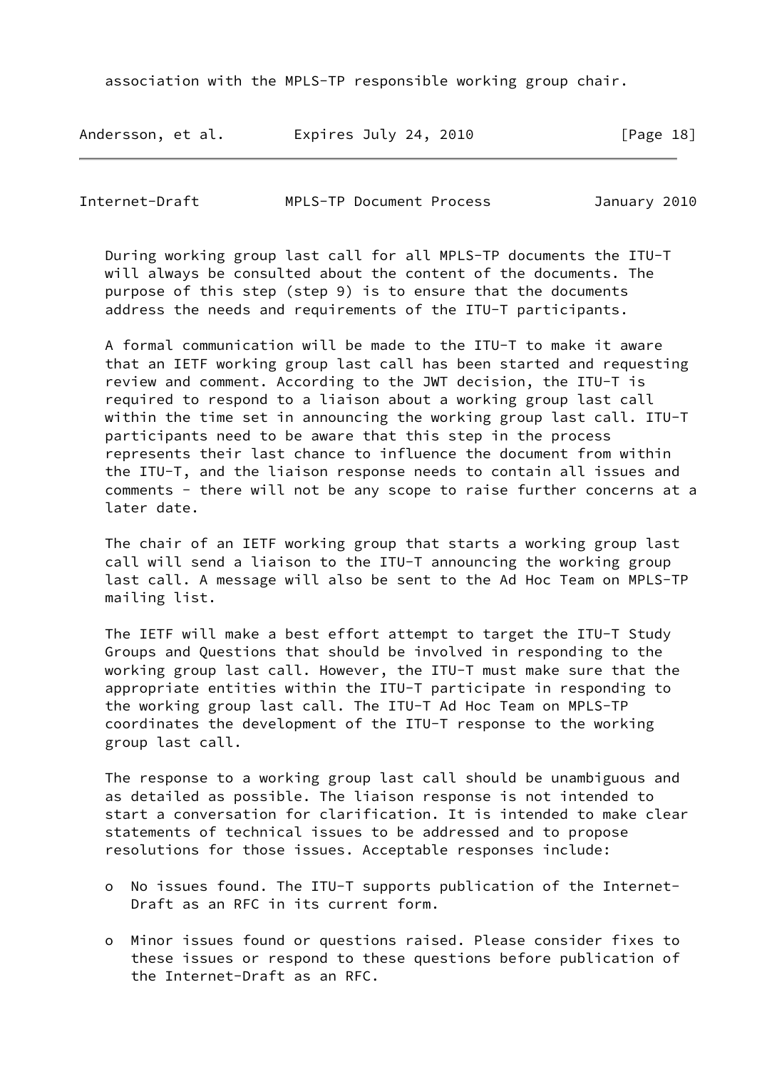association with the MPLS-TP responsible working group chair.

During working group last call for all MPLS-TP documents the ITU-T will always be consulted about the content of the documents. The purpose of this step (step 9) is to ensure that the documents address the needs and requirements of the ITU-T participants.

A formal communication will be made to the ITU-T to make it aware that an IETF working group last call has been started and requesting review and comment. According to the JWT decision, the ITU-T is required to respond to a liaison about a working group last call within the time set in announcing the working group last call. ITU-T participants need to be aware that this step in the process represents their last chance to influence the document from within the ITU-T, and the liaison response needs to contain all issues and comments - there will not be any scope to raise further concerns at a later date.

The chair of an IETF working group that starts a working group last call will send a liaison to the ITU-T announcing the working group last call. A message will also be sent to the Ad Hoc Team on MPLS-TP mailing list.

The IETF will make a best effort attempt to target the ITU-T Study Groups and Questions that should be involved in responding to the working group last call. However, the ITU-T must make sure that the appropriate entities within the ITU-T participate in responding to the working group last call. The ITU-T Ad Hoc Team on MPLS-TP coordinates the development of the ITU-T response to the working group last call.

The response to a working group last call should be unambiguous and as detailed as possible. The liaison response is not intended to start a conversation for clarification. It is intended to make clear statements of technical issues to be addressed and to propose resolutions for those issues. Acceptable responses include:

- No issues found. The ITU-T supports publication of the Internet-Draft as an RFC in its current form.
- Minor issues found or questions raised. Please consider fixes to these issues or respond to these questions before publication of the Internet-Draft as an RFC.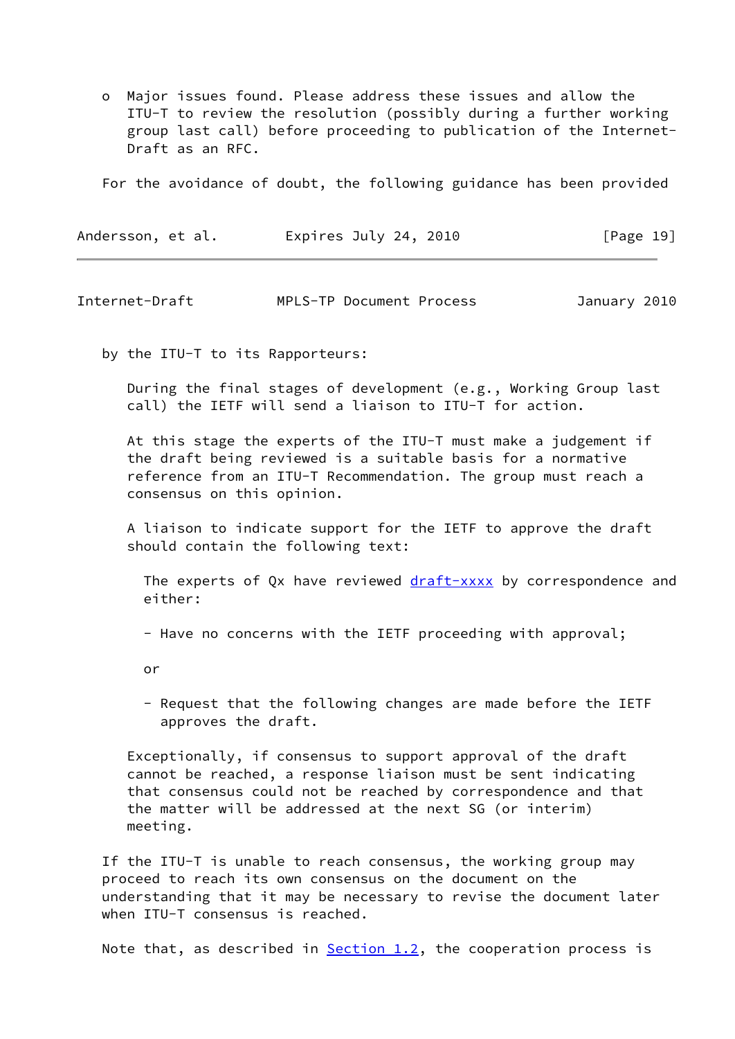- Major issues found. Please address these issues and allow the ITU-T to review the resolution (possibly during a further working group last call) before proceeding to publication of the Internet-Draft as an RFC.

For the avoidance of doubt, the following guidance has been provided by the ITU-T to its Rapporteurs:

> During the final stages of development (e.g., Working Group last call) the IETF will send a liaison to ITU-T for action.
>
> At this stage the experts of the ITU-T must make a judgement if the draft being reviewed is a suitable basis for a normative reference from an ITU-T Recommendation. The group must reach a consensus on this opinion.
>
> A liaison to indicate support for the IETF to approve the draft should contain the following text:
>
>> The experts of Qx have reviewed draft-xxxx by correspondence and either:
>>
>> - Have no concerns with the IETF proceeding with approval;
>>
>> or
>>
>> - Request that the following changes are made before the IETF approves the draft.
>
> Exceptionally, if consensus to support approval of the draft cannot be reached, a response liaison must be sent indicating that consensus could not be reached by correspondence and that the matter will be addressed at the next SG (or interim) meeting.

If the ITU-T is unable to reach consensus, the working group may proceed to reach its own consensus on the document on the understanding that it may be necessary to revise the document later when ITU-T consensus is reached.

Note that, as described in Section 1.2, the cooperation process is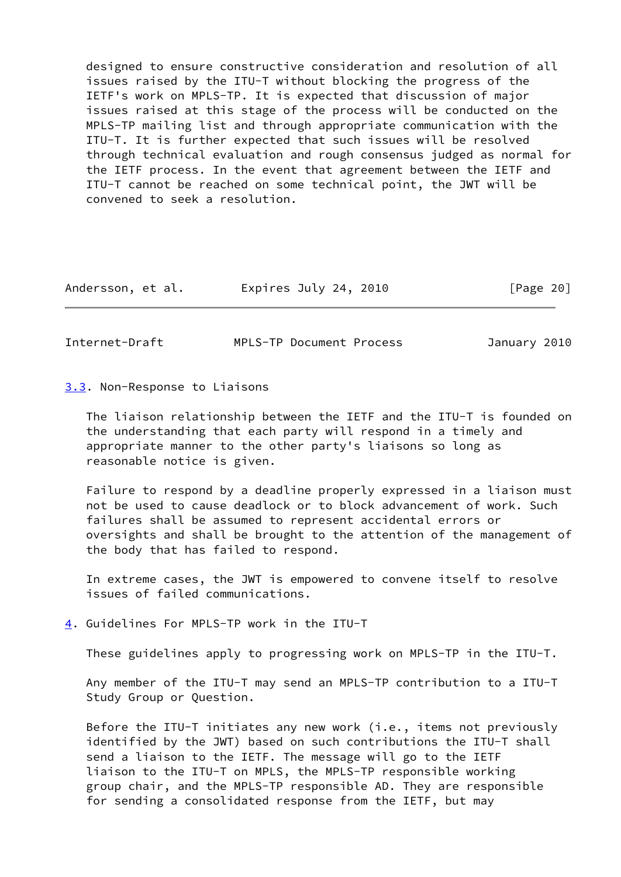designed to ensure constructive consideration and resolution of all issues raised by the ITU-T without blocking the progress of the IETF's work on MPLS-TP. It is expected that discussion of major issues raised at this stage of the process will be conducted on the MPLS-TP mailing list and through appropriate communication with the ITU-T. It is further expected that such issues will be resolved through technical evaluation and rough consensus judged as normal for the IETF process. In the event that agreement between the IETF and ITU-T cannot be reached on some technical point, the JWT will be convened to seek a resolution.

### 3.3. Non-Response to Liaisons

The liaison relationship between the IETF and the ITU-T is founded on the understanding that each party will respond in a timely and appropriate manner to the other party's liaisons so long as reasonable notice is given.

Failure to respond by a deadline properly expressed in a liaison must not be used to cause deadlock or to block advancement of work. Such failures shall be assumed to represent accidental errors or oversights and shall be brought to the attention of the management of the body that has failed to respond.

In extreme cases, the JWT is empowered to convene itself to resolve issues of failed communications.

## 4. Guidelines For MPLS-TP work in the ITU-T

These guidelines apply to progressing work on MPLS-TP in the ITU-T.

Any member of the ITU-T may send an MPLS-TP contribution to a ITU-T Study Group or Question.

Before the ITU-T initiates any new work (i.e., items not previously identified by the JWT) based on such contributions the ITU-T shall send a liaison to the IETF. The message will go to the IETF liaison to the ITU-T on MPLS, the MPLS-TP responsible working group chair, and the MPLS-TP responsible AD. They are responsible for sending a consolidated response from the IETF, but may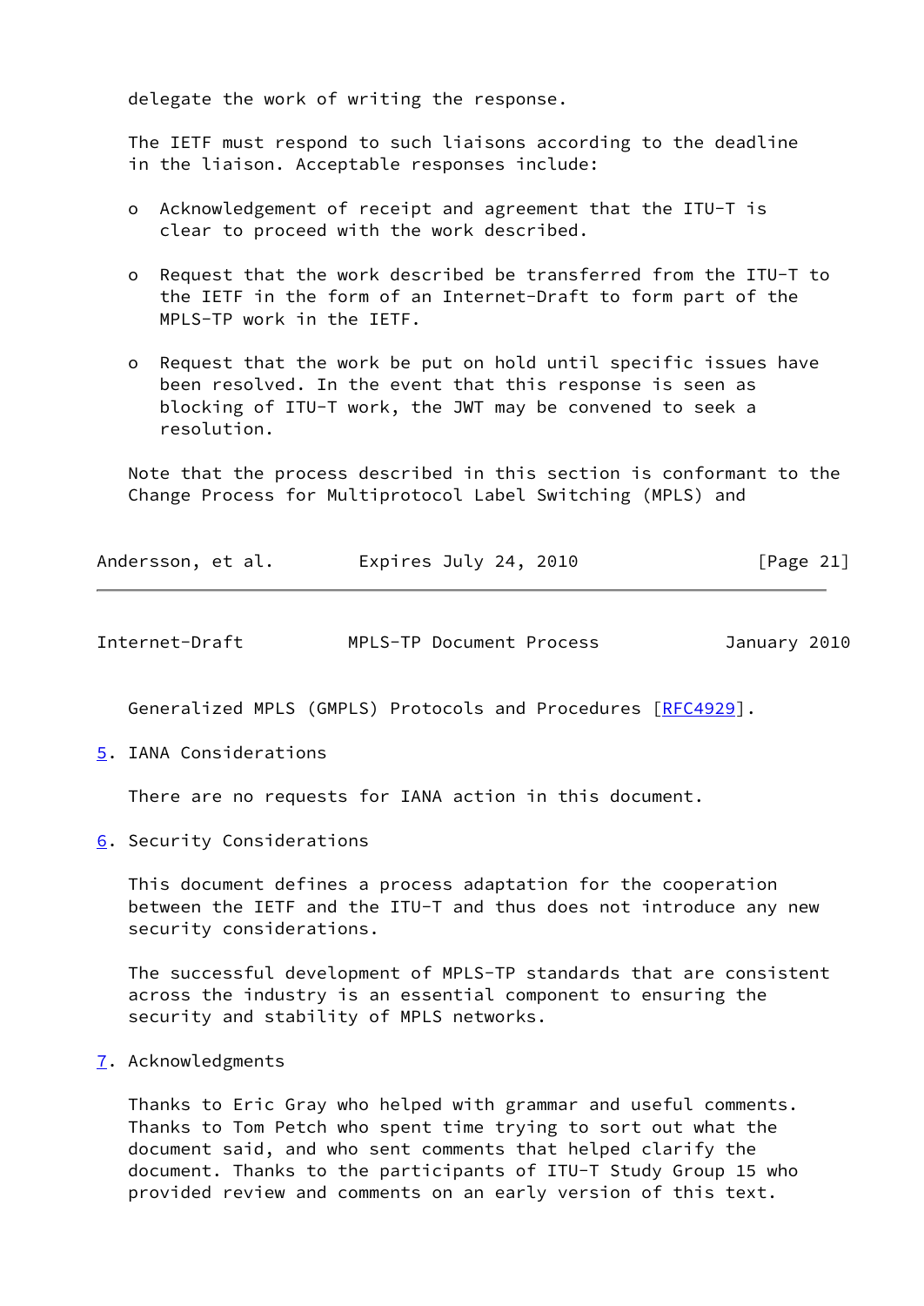delegate the work of writing the response.

The IETF must respond to such liaisons according to the deadline in the liaison. Acceptable responses include:

- Acknowledgement of receipt and agreement that the ITU-T is clear to proceed with the work described.
- Request that the work described be transferred from the ITU-T to the IETF in the form of an Internet-Draft to form part of the MPLS-TP work in the IETF.
- Request that the work be put on hold until specific issues have been resolved. In the event that this response is seen as blocking of ITU-T work, the JWT may be convened to seek a resolution.

Note that the process described in this section is conformant to the Change Process for Multiprotocol Label Switching (MPLS) and Generalized MPLS (GMPLS) Protocols and Procedures [RFC4929].

## 5. IANA Considerations

There are no requests for IANA action in this document.

## 6. Security Considerations

This document defines a process adaptation for the cooperation between the IETF and the ITU-T and thus does not introduce any new security considerations.

The successful development of MPLS-TP standards that are consistent across the industry is an essential component to ensuring the security and stability of MPLS networks.

## 7. Acknowledgments

Thanks to Eric Gray who helped with grammar and useful comments. Thanks to Tom Petch who spent time trying to sort out what the document said, and who sent comments that helped clarify the document. Thanks to the participants of ITU-T Study Group 15 who provided review and comments on an early version of this text.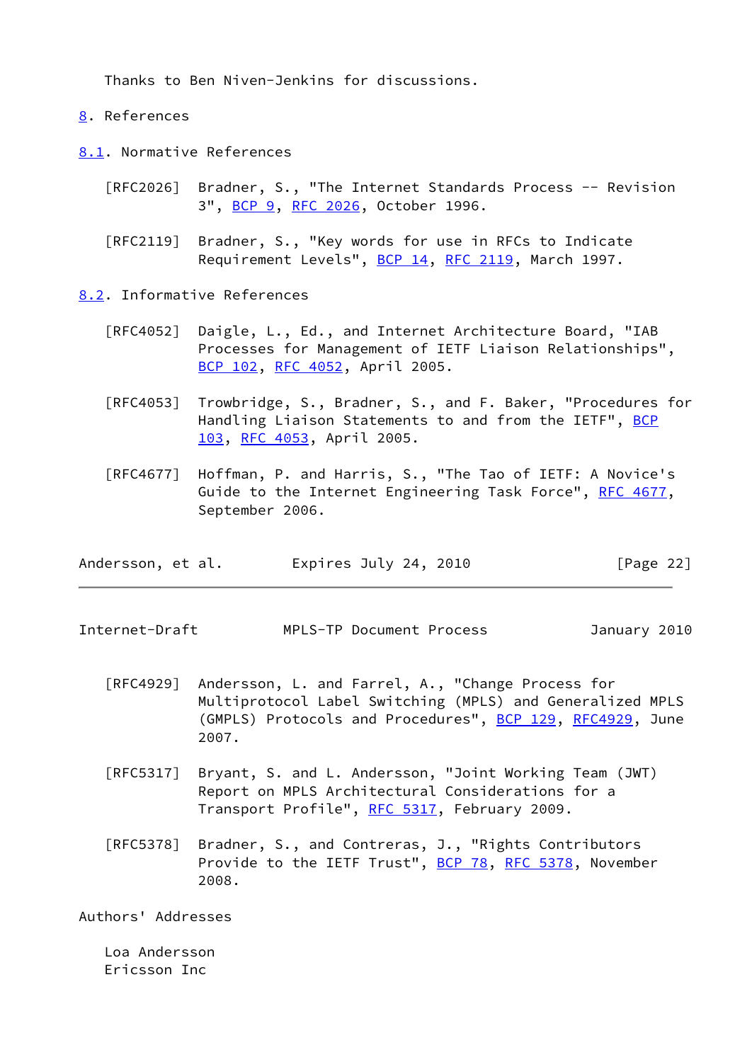Thanks to Ben Niven-Jenkins for discussions.

## 8. References

### 8.1. Normative References

[RFC2026] Bradner, S., "The Internet Standards Process -- Revision 3", BCP 9, RFC 2026, October 1996.

[RFC2119] Bradner, S., "Key words for use in RFCs to Indicate Requirement Levels", BCP 14, RFC 2119, March 1997.

### 8.2. Informative References

[RFC4052] Daigle, L., Ed., and Internet Architecture Board, "IAB Processes for Management of IETF Liaison Relationships", BCP 102, RFC 4052, April 2005.

[RFC4053] Trowbridge, S., Bradner, S., and F. Baker, "Procedures for Handling Liaison Statements to and from the IETF", BCP 103, RFC 4053, April 2005.

[RFC4677] Hoffman, P. and Harris, S., "The Tao of IETF: A Novice's Guide to the Internet Engineering Task Force", RFC 4677, September 2006.

[RFC4929] Andersson, L. and Farrel, A., "Change Process for Multiprotocol Label Switching (MPLS) and Generalized MPLS (GMPLS) Protocols and Procedures", BCP 129, RFC4929, June 2007.

[RFC5317] Bryant, S. and L. Andersson, "Joint Working Team (JWT) Report on MPLS Architectural Considerations for a Transport Profile", RFC 5317, February 2009.

[RFC5378] Bradner, S., and Contreras, J., "Rights Contributors Provide to the IETF Trust", BCP 78, RFC 5378, November 2008.

## Authors' Addresses

Loa Andersson
Ericsson Inc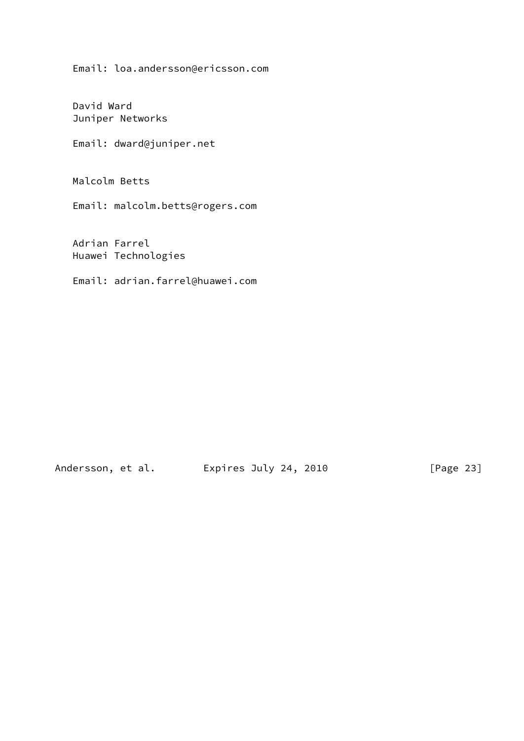Email: loa.andersson@ericsson.com

David Ward
Juniper Networks

Email: dward@juniper.net

Malcolm Betts

Email: malcolm.betts@rogers.com

Adrian Farrel
Huawei Technologies

Email: adrian.farrel@huawei.com